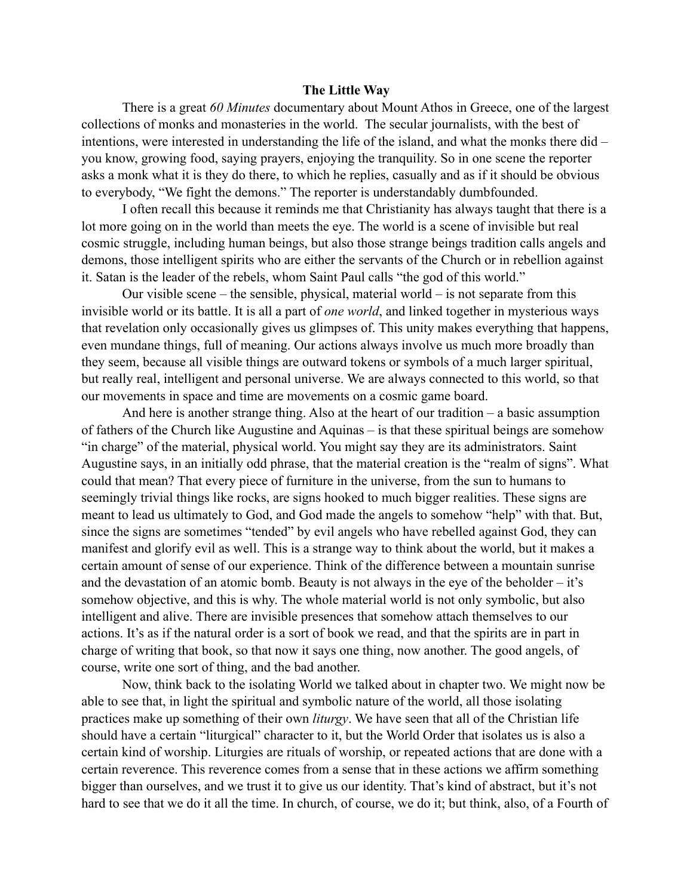# The Little Way

There is a great *60 Minutes* documentary about Mount Athos in Greece, one of the largest collections of monks and monasteries in the world. The secular journalists, with the best of intentions, were interested in understanding the life of the island, and what the monks there did – you know, growing food, saying prayers, enjoying the tranquility. So in one scene the reporter asks a monk what it is they do there, to which he replies, casually and as if it should be obvious to everybody, "We fight the demons." The reporter is understandably dumbfounded.

I often recall this because it reminds me that Christianity has always taught that there is a lot more going on in the world than meets the eye. The world is a scene of invisible but real cosmic struggle, including human beings, but also those strange beings tradition calls angels and demons, those intelligent spirits who are either the servants of the Church or in rebellion against it. Satan is the leader of the rebels, whom Saint Paul calls "the god of this world."

Our visible scene – the sensible, physical, material world – is not separate from this invisible world or its battle. It is all a part of *one world*, and linked together in mysterious ways that revelation only occasionally gives us glimpses of. This unity makes everything that happens, even mundane things, full of meaning. Our actions always involve us much more broadly than they seem, because all visible things are outward tokens or symbols of a much larger spiritual, but really real, intelligent and personal universe. We are always connected to this world, so that our movements in space and time are movements on a cosmic game board.

And here is another strange thing. Also at the heart of our tradition – a basic assumption of fathers of the Church like Augustine and Aquinas – is that these spiritual beings are somehow "in charge" of the material, physical world. You might say they are its administrators. Saint Augustine says, in an initially odd phrase, that the material creation is the "realm of signs". What could that mean? That every piece of furniture in the universe, from the sun to humans to seemingly trivial things like rocks, are signs hooked to much bigger realities. These signs are meant to lead us ultimately to God, and God made the angels to somehow "help" with that. But, since the signs are sometimes "tended" by evil angels who have rebelled against God, they can manifest and glorify evil as well. This is a strange way to think about the world, but it makes a certain amount of sense of our experience. Think of the difference between a mountain sunrise and the devastation of an atomic bomb. Beauty is not always in the eye of the beholder – it's somehow objective, and this is why. The whole material world is not only symbolic, but also intelligent and alive. There are invisible presences that somehow attach themselves to our actions. It's as if the natural order is a sort of book we read, and that the spirits are in part in charge of writing that book, so that now it says one thing, now another. The good angels, of course, write one sort of thing, and the bad another.

Now, think back to the isolating World we talked about in chapter two. We might now be able to see that, in light the spiritual and symbolic nature of the world, all those isolating practices make up something of their own *liturgy*. We have seen that all of the Christian life should have a certain "liturgical" character to it, but the World Order that isolates us is also a certain kind of worship. Liturgies are rituals of worship, or repeated actions that are done with a certain reverence. This reverence comes from a sense that in these actions we affirm something bigger than ourselves, and we trust it to give us our identity. That's kind of abstract, but it's not hard to see that we do it all the time. In church, of course, we do it; but think, also, of a Fourth of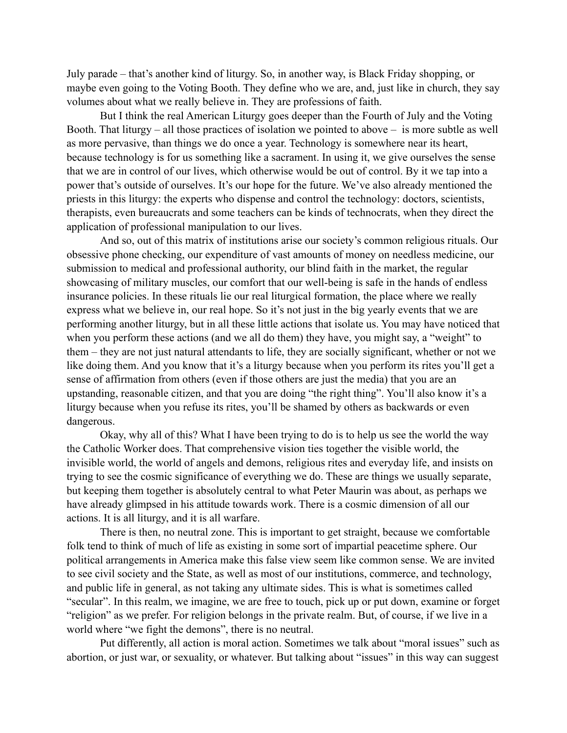July parade – that's another kind of liturgy. So, in another way, is Black Friday shopping, or maybe even going to the Voting Booth. They define who we are, and, just like in church, they say volumes about what we really believe in. They are professions of faith.

But I think the real American Liturgy goes deeper than the Fourth of July and the Voting Booth. That liturgy – all those practices of isolation we pointed to above – is more subtle as well as more pervasive, than things we do once a year. Technology is somewhere near its heart, because technology is for us something like a sacrament. In using it, we give ourselves the sense that we are in control of our lives, which otherwise would be out of control. By it we tap into a power that's outside of ourselves. It's our hope for the future. We've also already mentioned the priests in this liturgy: the experts who dispense and control the technology: doctors, scientists, therapists, even bureaucrats and some teachers can be kinds of technocrats, when they direct the application of professional manipulation to our lives.

And so, out of this matrix of institutions arise our society's common religious rituals. Our obsessive phone checking, our expenditure of vast amounts of money on needless medicine, our submission to medical and professional authority, our blind faith in the market, the regular showcasing of military muscles, our comfort that our well-being is safe in the hands of endless insurance policies. In these rituals lie our real liturgical formation, the place where we really express what we believe in, our real hope. So it's not just in the big yearly events that we are performing another liturgy, but in all these little actions that isolate us. You may have noticed that when you perform these actions (and we all do them) they have, you might say, a "weight" to them – they are not just natural attendants to life, they are socially significant, whether or not we like doing them. And you know that it's a liturgy because when you perform its rites you'll get a sense of affirmation from others (even if those others are just the media) that you are an upstanding, reasonable citizen, and that you are doing "the right thing". You'll also know it's a liturgy because when you refuse its rites, you'll be shamed by others as backwards or even dangerous.

Okay, why all of this? What I have been trying to do is to help us see the world the way the Catholic Worker does. That comprehensive vision ties together the visible world, the invisible world, the world of angels and demons, religious rites and everyday life, and insists on trying to see the cosmic significance of everything we do. These are things we usually separate, but keeping them together is absolutely central to what Peter Maurin was about, as perhaps we have already glimpsed in his attitude towards work. There is a cosmic dimension of all our actions. It is all liturgy, and it is all warfare.

There is then, no neutral zone. This is important to get straight, because we comfortable folk tend to think of much of life as existing in some sort of impartial peacetime sphere. Our political arrangements in America make this false view seem like common sense. We are invited to see civil society and the State, as well as most of our institutions, commerce, and technology, and public life in general, as not taking any ultimate sides. This is what is sometimes called "secular". In this realm, we imagine, we are free to touch, pick up or put down, examine or forget "religion" as we prefer. For religion belongs in the private realm. But, of course, if we live in a world where "we fight the demons", there is no neutral.

Put differently, all action is moral action. Sometimes we talk about "moral issues" such as abortion, or just war, or sexuality, or whatever. But talking about "issues" in this way can suggest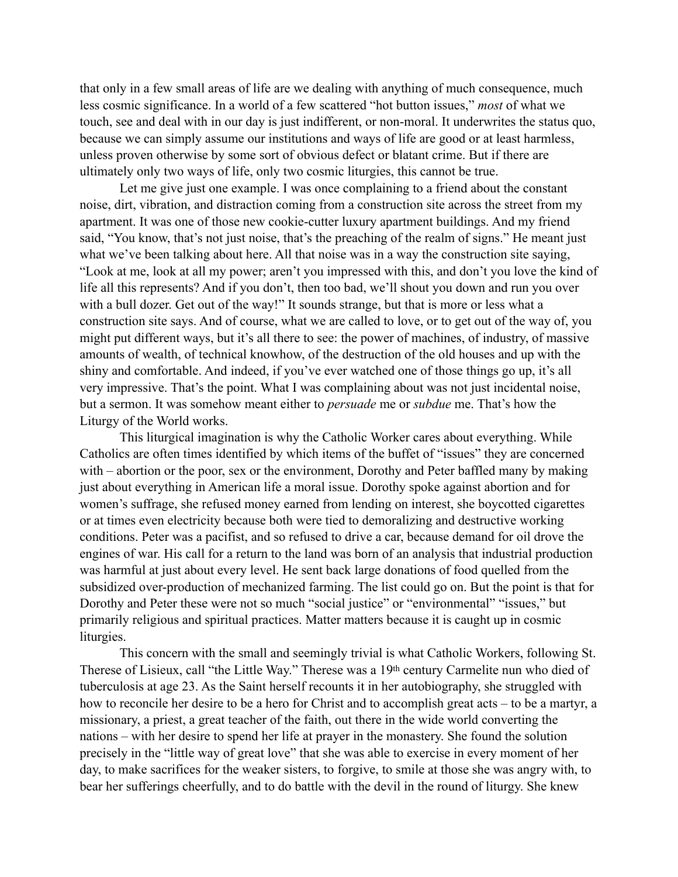that only in a few small areas of life are we dealing with anything of much consequence, much less cosmic significance. In a world of a few scattered "hot button issues," *most* of what we touch, see and deal with in our day is just indifferent, or non-moral. It underwrites the status quo, because we can simply assume our institutions and ways of life are good or at least harmless, unless proven otherwise by some sort of obvious defect or blatant crime. But if there are ultimately only two ways of life, only two cosmic liturgies, this cannot be true.

Let me give just one example. I was once complaining to a friend about the constant noise, dirt, vibration, and distraction coming from a construction site across the street from my apartment. It was one of those new cookie-cutter luxury apartment buildings. And my friend said, "You know, that's not just noise, that's the preaching of the realm of signs." He meant just what we've been talking about here. All that noise was in a way the construction site saying, "Look at me, look at all my power; aren't you impressed with this, and don't you love the kind of life all this represents? And if you don't, then too bad, we'll shout you down and run you over with a bull dozer. Get out of the way!" It sounds strange, but that is more or less what a construction site says. And of course, what we are called to love, or to get out of the way of, you might put different ways, but it's all there to see: the power of machines, of industry, of massive amounts of wealth, of technical knowhow, of the destruction of the old houses and up with the shiny and comfortable. And indeed, if you've ever watched one of those things go up, it's all very impressive. That's the point. What I was complaining about was not just incidental noise, but a sermon. It was somehow meant either to *persuade* me or *subdue* me. That's how the Liturgy of the World works.

This liturgical imagination is why the Catholic Worker cares about everything. While Catholics are often times identified by which items of the buffet of "issues" they are concerned with – abortion or the poor, sex or the environment, Dorothy and Peter baffled many by making just about everything in American life a moral issue. Dorothy spoke against abortion and for women's suffrage, she refused money earned from lending on interest, she boycotted cigarettes or at times even electricity because both were tied to demoralizing and destructive working conditions. Peter was a pacifist, and so refused to drive a car, because demand for oil drove the engines of war. His call for a return to the land was born of an analysis that industrial production was harmful at just about every level. He sent back large donations of food quelled from the subsidized over-production of mechanized farming. The list could go on. But the point is that for Dorothy and Peter these were not so much "social justice" or "environmental" "issues," but primarily religious and spiritual practices. Matter matters because it is caught up in cosmic liturgies.

This concern with the small and seemingly trivial is what Catholic Workers, following St. Therese of Lisieux, call "the Little Way." Therese was a 19th century Carmelite nun who died of tuberculosis at age 23. As the Saint herself recounts it in her autobiography, she struggled with how to reconcile her desire to be a hero for Christ and to accomplish great acts – to be a martyr, a missionary, a priest, a great teacher of the faith, out there in the wide world converting the nations – with her desire to spend her life at prayer in the monastery. She found the solution precisely in the "little way of great love" that she was able to exercise in every moment of her day, to make sacrifices for the weaker sisters, to forgive, to smile at those she was angry with, to bear her sufferings cheerfully, and to do battle with the devil in the round of liturgy. She knew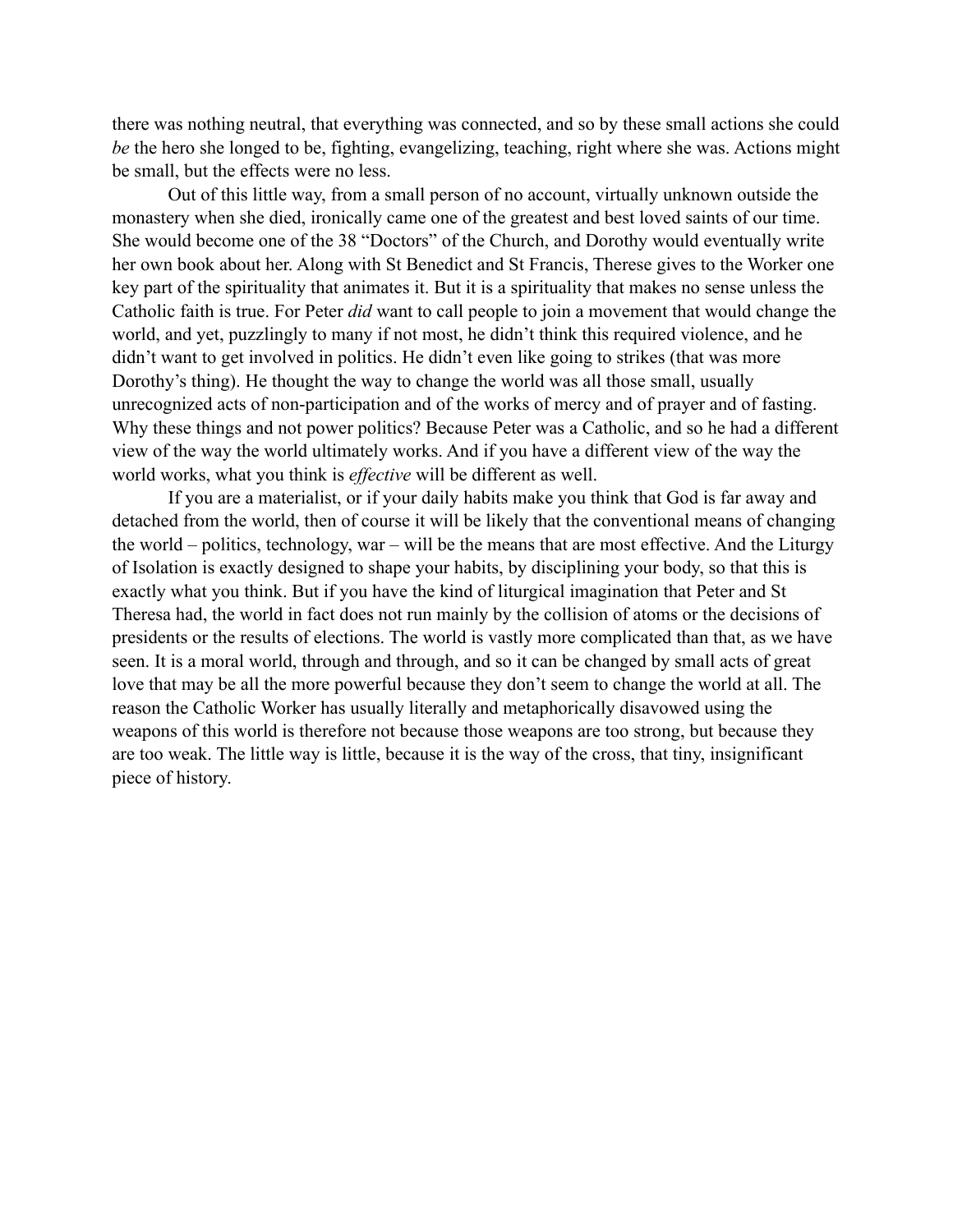there was nothing neutral, that everything was connected, and so by these small actions she could *be* the hero she longed to be, fighting, evangelizing, teaching, right where she was. Actions might be small, but the effects were no less.

Out of this little way, from a small person of no account, virtually unknown outside the monastery when she died, ironically came one of the greatest and best loved saints of our time. She would become one of the 38 "Doctors" of the Church, and Dorothy would eventually write her own book about her. Along with St Benedict and St Francis, Therese gives to the Worker one key part of the spirituality that animates it. But it is a spirituality that makes no sense unless the Catholic faith is true. For Peter *did* want to call people to join a movement that would change the world, and yet, puzzlingly to many if not most, he didn't think this required violence, and he didn't want to get involved in politics. He didn't even like going to strikes (that was more Dorothy's thing). He thought the way to change the world was all those small, usually unrecognized acts of non-participation and of the works of mercy and of prayer and of fasting. Why these things and not power politics? Because Peter was a Catholic, and so he had a different view of the way the world ultimately works. And if you have a different view of the way the world works, what you think is *effective* will be different as well.

If you are a materialist, or if your daily habits make you think that God is far away and detached from the world, then of course it will be likely that the conventional means of changing the world – politics, technology, war – will be the means that are most effective. And the Liturgy of Isolation is exactly designed to shape your habits, by disciplining your body, so that this is exactly what you think. But if you have the kind of liturgical imagination that Peter and St Theresa had, the world in fact does not run mainly by the collision of atoms or the decisions of presidents or the results of elections. The world is vastly more complicated than that, as we have seen. It is a moral world, through and through, and so it can be changed by small acts of great love that may be all the more powerful because they don't seem to change the world at all. The reason the Catholic Worker has usually literally and metaphorically disavowed using the weapons of this world is therefore not because those weapons are too strong, but because they are too weak. The little way is little, because it is the way of the cross, that tiny, insignificant piece of history.